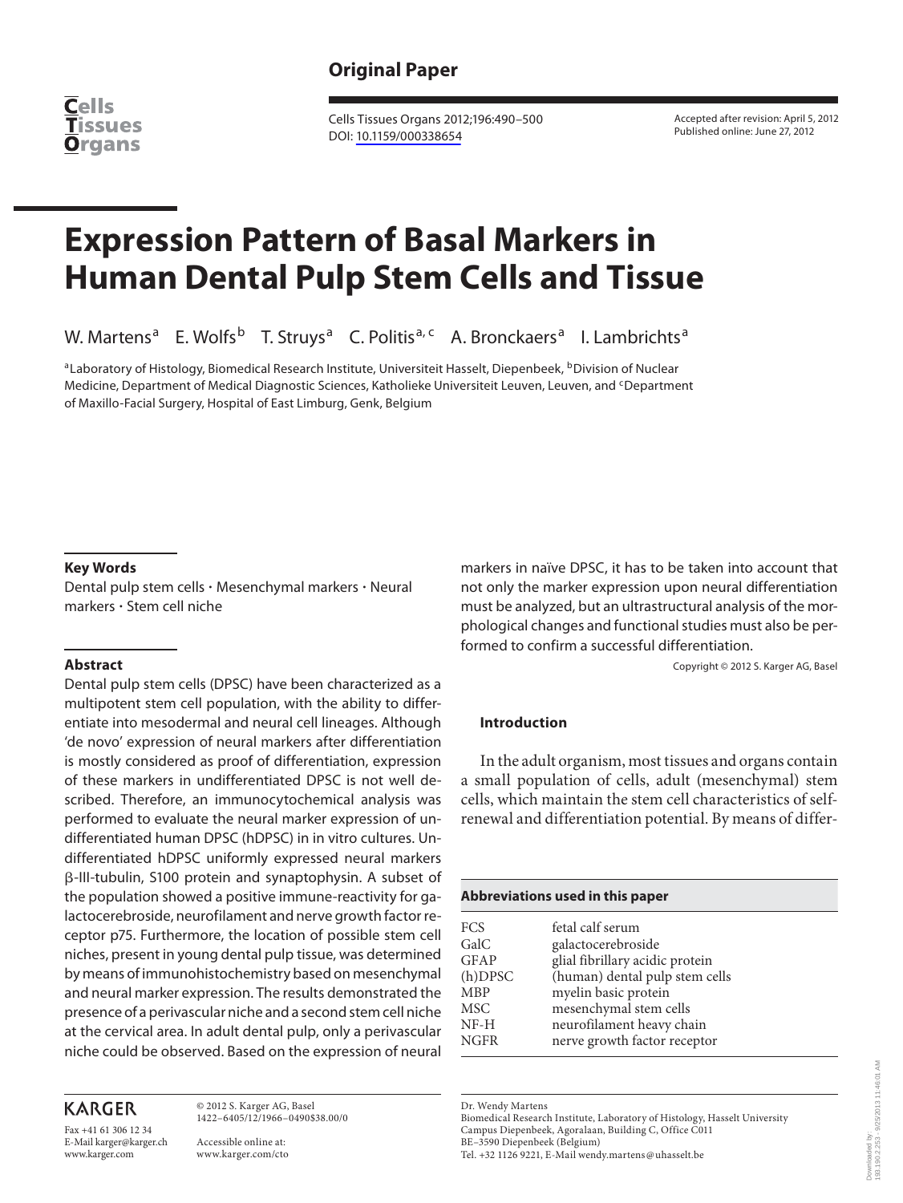**Original Paper**

Cells Tissues Organs 2012;196:490–500
DOI: 10.1159/000338654

Accepted after revision: April 5, 2012
Published online: June 27, 2012

# Expression Pattern of Basal Markers in Human Dental Pulp Stem Cells and Tissue

W. Martens[a] E. Wolfs[b] T. Struys[a] C. Politis[a,c] A. Bronckaers[a] I. Lambrichts[a]

[a]Laboratory of Histology, Biomedical Research Institute, Universiteit Hasselt, Diepenbeek, [b]Division of Nuclear Medicine, Department of Medical Diagnostic Sciences, Katholieke Universiteit Leuven, Leuven, and [c]Department of Maxillo-Facial Surgery, Hospital of East Limburg, Genk, Belgium

## Key Words

Dental pulp stem cells · Mesenchymal markers · Neural markers · Stem cell niche

## Abstract

Dental pulp stem cells (DPSC) have been characterized as a multipotent stem cell population, with the ability to differentiate into mesodermal and neural cell lineages. Although 'de novo' expression of neural markers after differentiation is mostly considered as proof of differentiation, expression of these markers in undifferentiated DPSC is not well described. Therefore, an immunocytochemical analysis was performed to evaluate the neural marker expression of undifferentiated human DPSC (hDPSC) in in vitro cultures. Undifferentiated hDPSC uniformly expressed neural markers β-III-tubulin, S100 protein and synaptophysin. A subset of the population showed a positive immune-reactivity for galactocerebroside, neurofilament and nerve growth factor receptor p75. Furthermore, the location of possible stem cell niches, present in young dental pulp tissue, was determined by means of immunohistochemistry based on mesenchymal and neural marker expression. The results demonstrated the presence of a perivascular niche and a second stem cell niche at the cervical area. In adult dental pulp, only a perivascular niche could be observed. Based on the expression of neural markers in naïve DPSC, it has to be taken into account that not only the marker expression upon neural differentiation must be analyzed, but an ultrastructural analysis of the morphological changes and functional studies must also be performed to confirm a successful differentiation.

Copyright © 2012 S. Karger AG, Basel

## Introduction

In the adult organism, most tissues and organs contain a small population of cells, adult (mesenchymal) stem cells, which maintain the stem cell characteristics of self-renewal and differentiation potential. By means of differ-

**Abbreviations used in this paper**

| | |
|---|---|
| FCS | fetal calf serum |
| GalC | galactocerebroside |
| GFAP | glial fibrillary acidic protein |
| (h)DPSC | (human) dental pulp stem cells |
| MBP | myelin basic protein |
| MSC | mesenchymal stem cells |
| NF-H | neurofilament heavy chain |
| NGFR | nerve growth factor receptor |

KARGER

Fax +41 61 306 12 34
E-Mail karger@karger.ch
www.karger.com

© 2012 S. Karger AG, Basel
1422–6405/12/1966–0490$38.00/0

Accessible online at:
www.karger.com/cto

Dr. Wendy Martens
Biomedical Research Institute, Laboratory of Histology, Hasselt University
Campus Diepenbeek, Agoralaan, Building C, Office C011
BE–3590 Diepenbeek (Belgium)
Tel. +32 1126 9221, E-Mail wendy.martens@uhasselt.be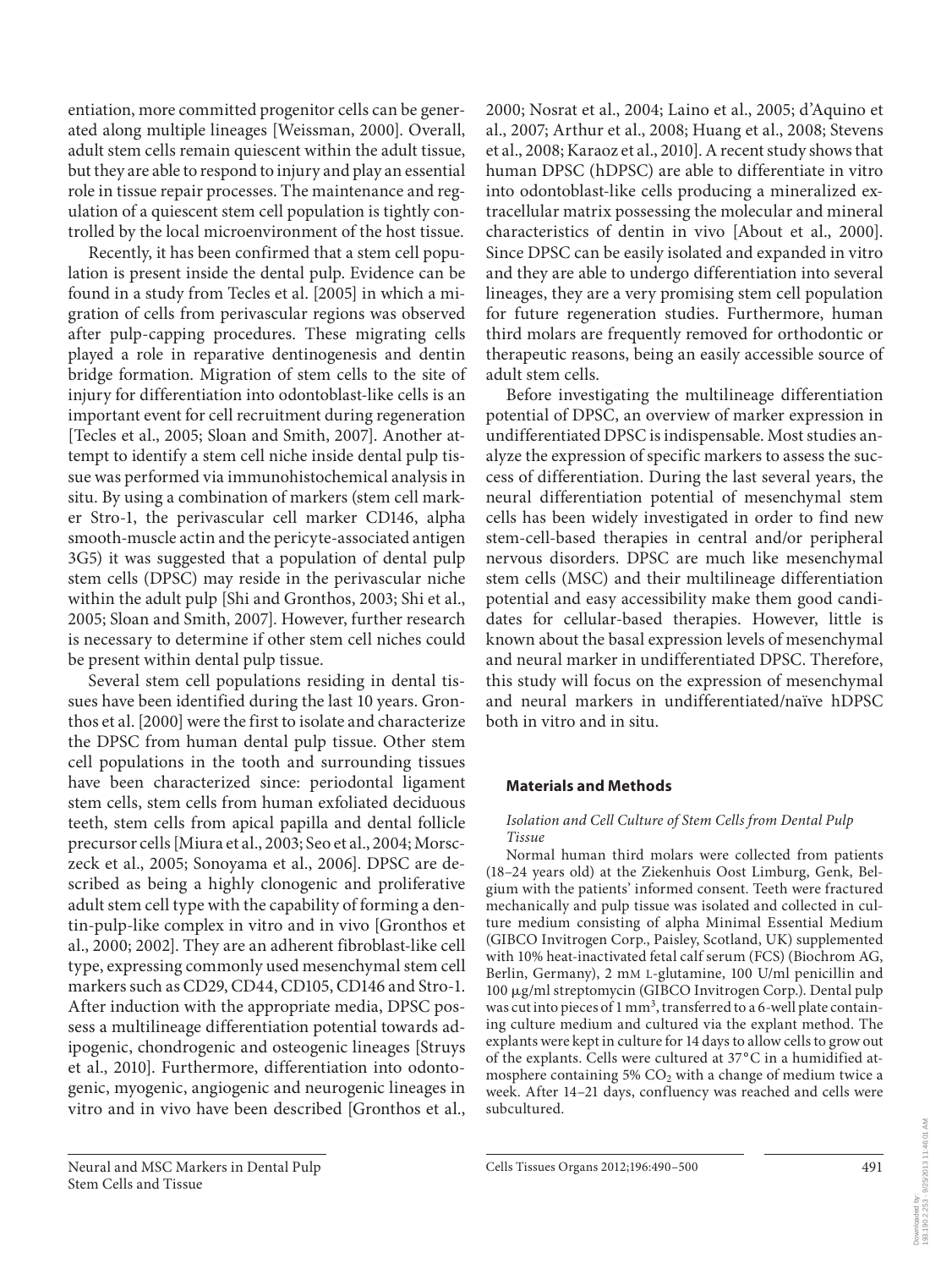entiation, more committed progenitor cells can be generated along multiple lineages [Weissman, 2000]. Overall, adult stem cells remain quiescent within the adult tissue, but they are able to respond to injury and play an essential role in tissue repair processes. The maintenance and regulation of a quiescent stem cell population is tightly controlled by the local microenvironment of the host tissue.

Recently, it has been confirmed that a stem cell population is present inside the dental pulp. Evidence can be found in a study from Tecles et al. [2005] in which a migration of cells from perivascular regions was observed after pulp-capping procedures. These migrating cells played a role in reparative dentinogenesis and dentin bridge formation. Migration of stem cells to the site of injury for differentiation into odontoblast-like cells is an important event for cell recruitment during regeneration [Tecles et al., 2005; Sloan and Smith, 2007]. Another attempt to identify a stem cell niche inside dental pulp tissue was performed via immunohistochemical analysis in situ. By using a combination of markers (stem cell marker Stro-1, the perivascular cell marker CD146, alpha smooth-muscle actin and the pericyte-associated antigen 3G5) it was suggested that a population of dental pulp stem cells (DPSC) may reside in the perivascular niche within the adult pulp [Shi and Gronthos, 2003; Shi et al., 2005; Sloan and Smith, 2007]. However, further research is necessary to determine if other stem cell niches could be present within dental pulp tissue.

Several stem cell populations residing in dental tissues have been identified during the last 10 years. Gronthos et al. [2000] were the first to isolate and characterize the DPSC from human dental pulp tissue. Other stem cell populations in the tooth and surrounding tissues have been characterized since: periodontal ligament stem cells, stem cells from human exfoliated deciduous teeth, stem cells from apical papilla and dental follicle precursor cells [Miura et al., 2003; Seo et al., 2004; Morsczeck et al., 2005; Sonoyama et al., 2006]. DPSC are described as being a highly clonogenic and proliferative adult stem cell type with the capability of forming a dentin-pulp-like complex in vitro and in vivo [Gronthos et al., 2000; 2002]. They are an adherent fibroblast-like cell type, expressing commonly used mesenchymal stem cell markers such as CD29, CD44, CD105, CD146 and Stro-1. After induction with the appropriate media, DPSC possess a multilineage differentiation potential towards adipogenic, chondrogenic and osteogenic lineages [Struys et al., 2010]. Furthermore, differentiation into odontogenic, myogenic, angiogenic and neurogenic lineages in vitro and in vivo have been described [Gronthos et al., 2000; Nosrat et al., 2004; Laino et al., 2005; d'Aquino et al., 2007; Arthur et al., 2008; Huang et al., 2008; Stevens et al., 2008; Karaoz et al., 2010]. A recent study shows that human DPSC (hDPSC) are able to differentiate in vitro into odontoblast-like cells producing a mineralized extracellular matrix possessing the molecular and mineral characteristics of dentin in vivo [About et al., 2000]. Since DPSC can be easily isolated and expanded in vitro and they are able to undergo differentiation into several lineages, they are a very promising stem cell population for future regeneration studies. Furthermore, human third molars are frequently removed for orthodontic or therapeutic reasons, being an easily accessible source of adult stem cells.

Before investigating the multilineage differentiation potential of DPSC, an overview of marker expression in undifferentiated DPSC is indispensable. Most studies analyze the expression of specific markers to assess the success of differentiation. During the last several years, the neural differentiation potential of mesenchymal stem cells has been widely investigated in order to find new stem-cell-based therapies in central and/or peripheral nervous disorders. DPSC are much like mesenchymal stem cells (MSC) and their multilineage differentiation potential and easy accessibility make them good candidates for cellular-based therapies. However, little is known about the basal expression levels of mesenchymal and neural marker in undifferentiated DPSC. Therefore, this study will focus on the expression of mesenchymal and neural markers in undifferentiated/naïve hDPSC both in vitro and in situ.

## Materials and Methods

### *Isolation and Cell Culture of Stem Cells from Dental Pulp Tissue*

Normal human third molars were collected from patients (18–24 years old) at the Ziekenhuis Oost Limburg, Genk, Belgium with the patients' informed consent. Teeth were fractured mechanically and pulp tissue was isolated and collected in culture medium consisting of alpha Minimal Essential Medium (GIBCO Invitrogen Corp., Paisley, Scotland, UK) supplemented with 10% heat-inactivated fetal calf serum (FCS) (Biochrom AG, Berlin, Germany), 2 mM L-glutamine, 100 U/ml penicillin and 100 μg/ml streptomycin (GIBCO Invitrogen Corp.). Dental pulp was cut into pieces of 1 $mm^3$, transferred to a 6-well plate containing culture medium and cultured via the explant method. The explants were kept in culture for 14 days to allow cells to grow out of the explants. Cells were cultured at 37°C in a humidified atmosphere containing 5% $CO_2$ with a change of medium twice a week. After 14–21 days, confluency was reached and cells were subcultured.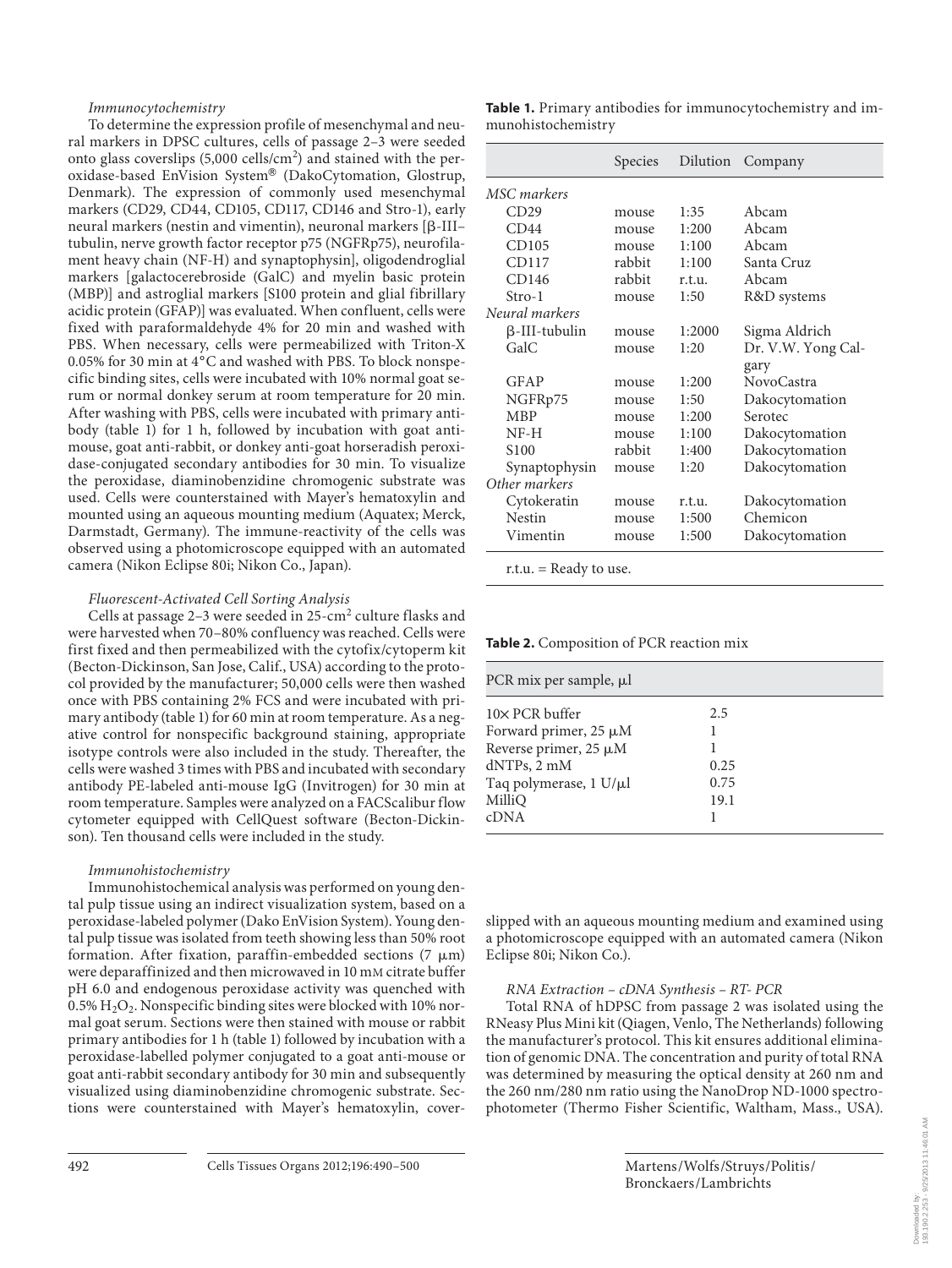*Immunocytochemistry*

To determine the expression profile of mesenchymal and neural markers in DPSC cultures, cells of passage 2–3 were seeded onto glass coverslips (5,000 cells/cm$^2$) and stained with the peroxidase-based EnVision System® (DakoCytomation, Glostrup, Denmark). The expression of commonly used mesenchymal markers (CD29, CD44, CD105, CD117, CD146 and Stro-1), early neural markers (nestin and vimentin), neuronal markers [β-III–tubulin, nerve growth factor receptor p75 (NGFRp75), neurofilament heavy chain (NF-H) and synaptophysin], oligodendroglial markers [galactocerebroside (GalC) and myelin basic protein (MBP)] and astroglial markers [S100 protein and glial fibrillary acidic protein (GFAP)] was evaluated. When confluent, cells were fixed with paraformaldehyde 4% for 20 min and washed with PBS. When necessary, cells were permeabilized with Triton-X 0.05% for 30 min at 4°C and washed with PBS. To block nonspecific binding sites, cells were incubated with 10% normal goat serum or normal donkey serum at room temperature for 20 min. After washing with PBS, cells were incubated with primary antibody (table 1) for 1 h, followed by incubation with goat anti-mouse, goat anti-rabbit, or donkey anti-goat horseradish peroxidase-conjugated secondary antibodies for 30 min. To visualize the peroxidase, diaminobenzidine chromogenic substrate was used. Cells were counterstained with Mayer's hematoxylin and mounted using an aqueous mounting medium (Aquatex; Merck, Darmstadt, Germany). The immune-reactivity of the cells was observed using a photomicroscope equipped with an automated camera (Nikon Eclipse 80i; Nikon Co., Japan).

*Fluorescent-Activated Cell Sorting Analysis*

Cells at passage 2–3 were seeded in 25-cm$^2$ culture flasks and were harvested when 70–80% confluency was reached. Cells were first fixed and then permeabilized with the cytofix/cytoperm kit (Becton-Dickinson, San Jose, Calif., USA) according to the protocol provided by the manufacturer; 50,000 cells were then washed once with PBS containing 2% FCS and were incubated with primary antibody (table 1) for 60 min at room temperature. As a negative control for nonspecific background staining, appropriate isotype controls were also included in the study. Thereafter, the cells were washed 3 times with PBS and incubated with secondary antibody PE-labeled anti-mouse IgG (Invitrogen) for 30 min at room temperature. Samples were analyzed on a FACScalibur flow cytometer equipped with CellQuest software (Becton-Dickinson). Ten thousand cells were included in the study.

*Immunohistochemistry*

Immunohistochemical analysis was performed on young dental pulp tissue using an indirect visualization system, based on a peroxidase-labeled polymer (Dako EnVision System). Young dental pulp tissue was isolated from teeth showing less than 50% root formation. After fixation, paraffin-embedded sections (7 μm) were deparaffinized and then microwaved in 10 mM citrate buffer pH 6.0 and endogenous peroxidase activity was quenched with 0.5% $H_2O_2$. Nonspecific binding sites were blocked with 10% normal goat serum. Sections were then stained with mouse or rabbit primary antibodies for 1 h (table 1) followed by incubation with a peroxidase-labelled polymer conjugated to a goat anti-mouse or goat anti-rabbit secondary antibody for 30 min and subsequently visualized using diaminobenzidine chromogenic substrate. Sections were counterstained with Mayer's hematoxylin, coverslipped with an aqueous mounting medium and examined using a photomicroscope equipped with an automated camera (Nikon Eclipse 80i; Nikon Co.).

*RNA Extraction – cDNA Synthesis – RT- PCR*

Total RNA of hDPSC from passage 2 was isolated using the RNeasy Plus Mini kit (Qiagen, Venlo, The Netherlands) following the manufacturer's protocol. This kit ensures additional elimination of genomic DNA. The concentration and purity of total RNA was determined by measuring the optical density at 260 nm and the 260 nm/280 nm ratio using the NanoDrop ND-1000 spectrophotometer (Thermo Fisher Scientific, Waltham, Mass., USA).

**Table 1.** Primary antibodies for immunocytochemistry and immunohistochemistry

| | Species | Dilution | Company |
|---|---|---|---|
| *MSC markers* | | | |
| CD29 | mouse | 1:35 | Abcam |
| CD44 | mouse | 1:200 | Abcam |
| CD105 | mouse | 1:100 | Abcam |
| CD117 | rabbit | 1:100 | Santa Cruz |
| CD146 | rabbit | r.t.u. | Abcam |
| Stro-1 | mouse | 1:50 | R&D systems |
| *Neural markers* | | | |
| β-III-tubulin | mouse | 1:2000 | Sigma Aldrich |
| GalC | mouse | 1:20 | Dr. V.W. Yong Calgary |
| GFAP | mouse | 1:200 | NovoCastra |
| NGFRp75 | mouse | 1:50 | Dakocytomation |
| MBP | mouse | 1:200 | Serotec |
| NF-H | mouse | 1:100 | Dakocytomation |
| S100 | rabbit | 1:400 | Dakocytomation |
| Synaptophysin | mouse | 1:20 | Dakocytomation |
| *Other markers* | | | |
| Cytokeratin | mouse | r.t.u. | Dakocytomation |
| Nestin | mouse | 1:500 | Chemicon |
| Vimentin | mouse | 1:500 | Dakocytomation |

r.t.u. = Ready to use.

**Table 2.** Composition of PCR reaction mix

| PCR mix per sample, μl | |
|---|---|
| 10× PCR buffer | 2.5 |
| Forward primer, 25 μM | 1 |
| Reverse primer, 25 μM | 1 |
| dNTPs, 2 mM | 0.25 |
| Taq polymerase, 1 U/μl | 0.75 |
| MilliQ | 19.1 |
| cDNA | 1 |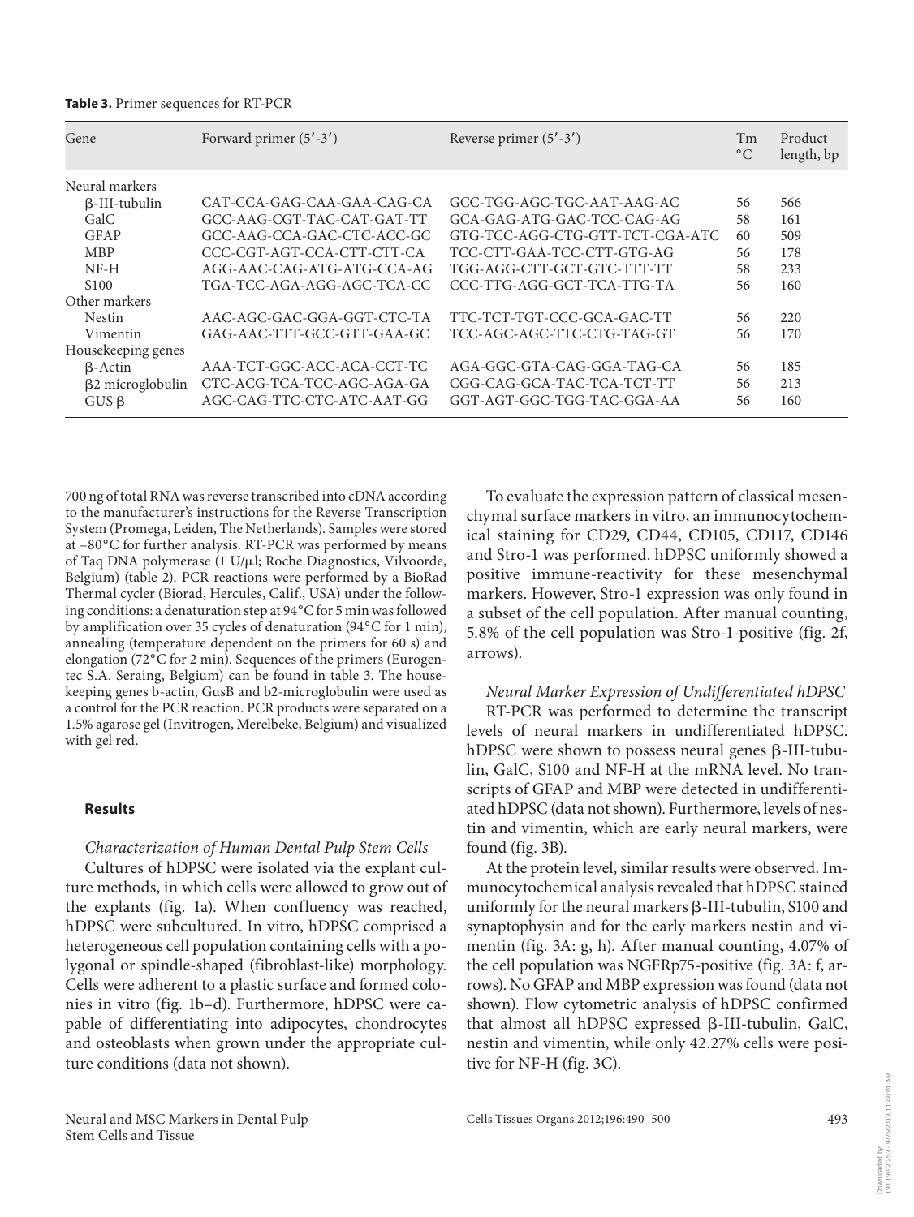**Table 3.** Primer sequences for RT-PCR

| Gene | Forward primer (5′-3′) | Reverse primer (5′-3′) | Tm °C | Product length, bp |
|---|---|---|---|---|
| Neural markers | | | | |
| β-III-tubulin | CAT-CCA-GAG-CAA-GAA-CAG-CA | GCC-TGG-AGC-TGC-AAT-AAG-AC | 56 | 566 |
| GalC | GCC-AAG-CGT-TAC-CAT-GAT-TT | GCA-GAG-ATG-GAC-TCC-CAG-AG | 58 | 161 |
| GFAP | GCC-AAG-CCA-GAC-CTC-ACC-GC | GTG-TCC-AGG-CTG-GTT-TCT-CGA-ATC | 60 | 509 |
| MBP | CCC-CGT-AGT-CCA-CTT-CTT-CA | TCC-CTT-GAA-TCC-CTT-GTG-AG | 56 | 178 |
| NF-H | AGG-AAC-CAG-ATG-ATG-CCA-AG | TGG-AGG-CTT-GCT-GTC-TTT-TT | 58 | 233 |
| S100 | TGA-TCC-AGA-AGG-AGC-TCA-CC | CCC-TTG-AGG-GCT-TCA-TTG-TA | 56 | 160 |
| Other markers | | | | |
| Nestin | AAC-AGC-GAC-GGA-GGT-CTC-TA | TTC-TCT-TGT-CCC-GCA-GAC-TT | 56 | 220 |
| Vimentin | GAG-AAC-TTT-GCC-GTT-GAA-GC | TCC-AGC-AGC-TTC-CTG-TAG-GT | 56 | 170 |
| Housekeeping genes | | | | |
| β-Actin | AAA-TCT-GGC-ACC-ACA-CCT-TC | AGA-GGC-GTA-CAG-GGA-TAG-CA | 56 | 185 |
| β2 microglobulin | CTC-ACG-TCA-TCC-AGC-AGA-GA | CGG-CAG-GCA-TAC-TCA-TCT-TT | 56 | 213 |
| GUS β | AGC-CAG-TTC-CTC-ATC-AAT-GG | GGT-AGT-GGC-TGG-TAC-GGA-AA | 56 | 160 |

700 ng of total RNA was reverse transcribed into cDNA according to the manufacturer's instructions for the Reverse Transcription System (Promega, Leiden, The Netherlands). Samples were stored at −80°C for further analysis. RT-PCR was performed by means of Taq DNA polymerase (1 U/μl; Roche Diagnostics, Vilvoorde, Belgium) (table 2). PCR reactions were performed by a BioRad Thermal cycler (Biorad, Hercules, Calif., USA) under the following conditions: a denaturation step at 94°C for 5 min was followed by amplification over 35 cycles of denaturation (94°C for 1 min), annealing (temperature dependent on the primers for 60 s) and elongation (72°C for 2 min). Sequences of the primers (Eurogentec S.A. Seraing, Belgium) can be found in table 3. The housekeeping genes b-actin, GusB and b2-microglobulin were used as a control for the PCR reaction. PCR products were separated on a 1.5% agarose gel (Invitrogen, Merelbeke, Belgium) and visualized with gel red.

## Results

*Characterization of Human Dental Pulp Stem Cells*

Cultures of hDPSC were isolated via the explant culture methods, in which cells were allowed to grow out of the explants (fig. 1a). When confluency was reached, hDPSC were subcultured. In vitro, hDPSC comprised a heterogeneous cell population containing cells with a polygonal or spindle-shaped (fibroblast-like) morphology. Cells were adherent to a plastic surface and formed colonies in vitro (fig. 1b–d). Furthermore, hDPSC were capable of differentiating into adipocytes, chondrocytes and osteoblasts when grown under the appropriate culture conditions (data not shown).

To evaluate the expression pattern of classical mesenchymal surface markers in vitro, an immunocytochemical staining for CD29, CD44, CD105, CD117, CD146 and Stro-1 was performed. hDPSC uniformly showed a positive immune-reactivity for these mesenchymal markers. However, Stro-1 expression was only found in a subset of the cell population. After manual counting, 5.8% of the cell population was Stro-1-positive (fig. 2f, arrows).

*Neural Marker Expression of Undifferentiated hDPSC*

RT-PCR was performed to determine the transcript levels of neural markers in undifferentiated hDPSC. hDPSC were shown to possess neural genes β-III-tubulin, GalC, S100 and NF-H at the mRNA level. No transcripts of GFAP and MBP were detected in undifferentiated hDPSC (data not shown). Furthermore, levels of nestin and vimentin, which are early neural markers, were found (fig. 3B).

At the protein level, similar results were observed. Immunocytochemical analysis revealed that hDPSC stained uniformly for the neural markers β-III-tubulin, S100 and synaptophysin and for the early markers nestin and vimentin (fig. 3A: g, h). After manual counting, 4.07% of the cell population was NGFRp75-positive (fig. 3A: f, arrows). No GFAP and MBP expression was found (data not shown). Flow cytometric analysis of hDPSC confirmed that almost all hDPSC expressed β-III-tubulin, GalC, nestin and vimentin, while only 42.27% cells were positive for NF-H (fig. 3C).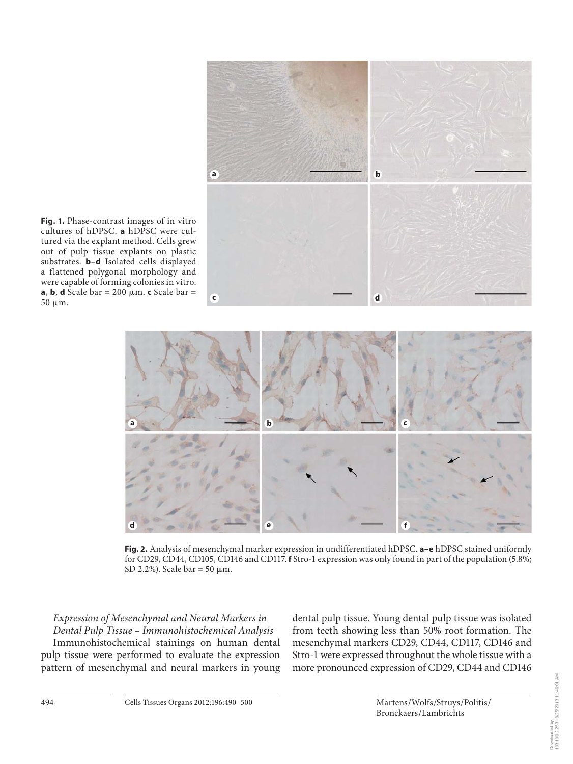**Fig. 1.** Phase-contrast images of in vitro cultures of hDPSC. **a** hDPSC were cultured via the explant method. Cells grew out of pulp tissue explants on plastic substrates. **b–d** Isolated cells displayed a flattened polygonal morphology and were capable of forming colonies in vitro. **a**, **b**, **d** Scale bar = 200 μm. **c** Scale bar = 50 μm.

**Fig. 2.** Analysis of mesenchymal marker expression in undifferentiated hDPSC. **a–e** hDPSC stained uniformly for CD29, CD44, CD105, CD146 and CD117. **f** Stro-1 expression was only found in part of the population (5.8%; SD 2.2%). Scale bar = 50 μm.

*Expression of Mesenchymal and Neural Markers in Dental Pulp Tissue – Immunohistochemical Analysis*

Immunohistochemical stainings on human dental pulp tissue were performed to evaluate the expression pattern of mesenchymal and neural markers in young dental pulp tissue. Young dental pulp tissue was isolated from teeth showing less than 50% root formation. The mesenchymal markers CD29, CD44, CD117, CD146 and Stro-1 were expressed throughout the whole tissue with a more pronounced expression of CD29, CD44 and CD146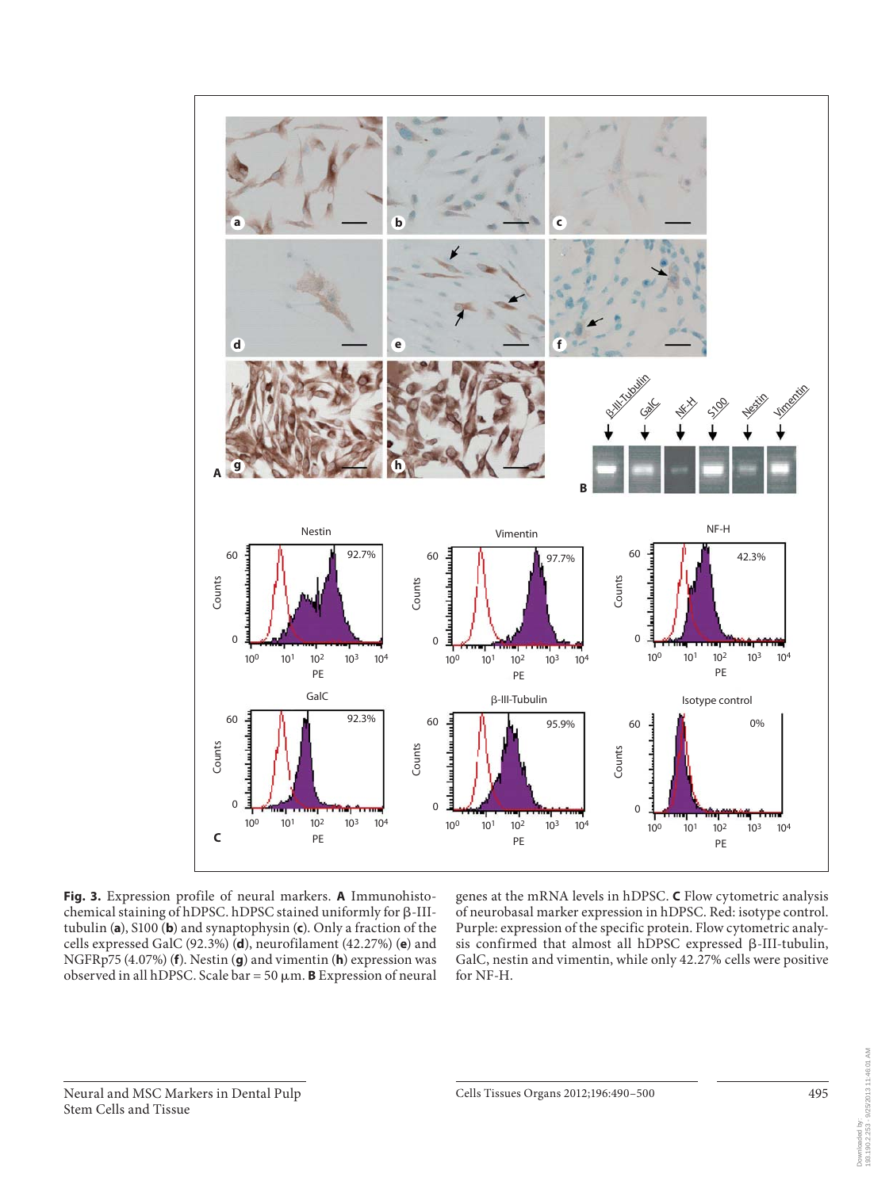**Fig. 3.** Expression profile of neural markers. **A** Immunohistochemical staining of hDPSC. hDPSC stained uniformly for β-III-tubulin (**a**), S100 (**b**) and synaptophysin (**c**). Only a fraction of the cells expressed GalC (92.3%) (**d**), neurofilament (42.27%) (**e**) and NGFRp75 (4.07%) (**f**). Nestin (**g**) and vimentin (**h**) expression was observed in all hDPSC. Scale bar = 50 μm. **B** Expression of neural genes at the mRNA levels in hDPSC. **C** Flow cytometric analysis of neurobasal marker expression in hDPSC. Red: isotype control. Purple: expression of the specific protein. Flow cytometric analysis confirmed that almost all hDPSC expressed β-III-tubulin, GalC, nestin and vimentin, while only 42.27% cells were positive for NF-H.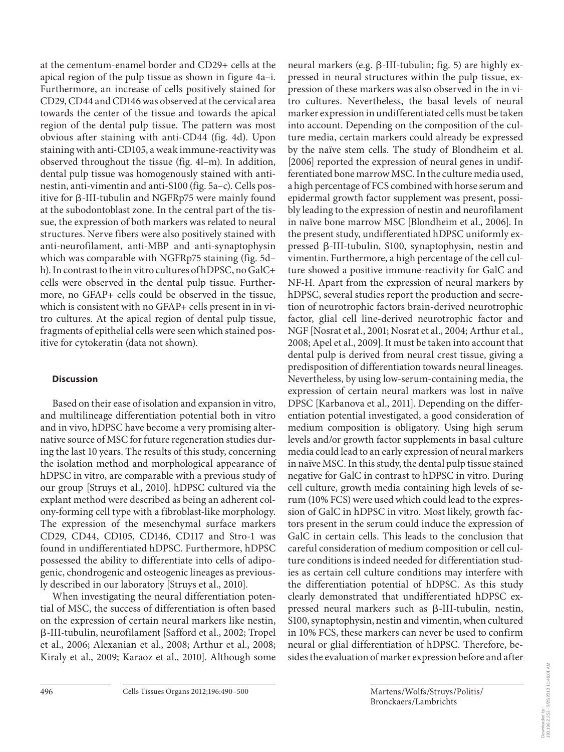at the cementum-enamel border and CD29+ cells at the apical region of the pulp tissue as shown in figure 4a–i. Furthermore, an increase of cells positively stained for CD29, CD44 and CD146 was observed at the cervical area towards the center of the tissue and towards the apical region of the dental pulp tissue. The pattern was most obvious after staining with anti-CD44 (fig. 4d). Upon staining with anti-CD105, a weak immune-reactivity was observed throughout the tissue (fig. 4l–m). In addition, dental pulp tissue was homogenously stained with anti-nestin, anti-vimentin and anti-S100 (fig. 5a–c). Cells positive for β-III-tubulin and NGFRp75 were mainly found at the subodontoblast zone. In the central part of the tissue, the expression of both markers was related to neural structures. Nerve fibers were also positively stained with anti-neurofilament, anti-MBP and anti-synaptophysin which was comparable with NGFRp75 staining (fig. 5d–h). In contrast to the in vitro cultures of hDPSC, no GalC+ cells were observed in the dental pulp tissue. Furthermore, no GFAP+ cells could be observed in the tissue, which is consistent with no GFAP+ cells present in in vitro cultures. At the apical region of dental pulp tissue, fragments of epithelial cells were seen which stained positive for cytokeratin (data not shown).

## Discussion

Based on their ease of isolation and expansion in vitro, and multilineage differentiation potential both in vitro and in vivo, hDPSC have become a very promising alternative source of MSC for future regeneration studies during the last 10 years. The results of this study, concerning the isolation method and morphological appearance of hDPSC in vitro, are comparable with a previous study of our group [Struys et al., 2010]. hDPSC cultured via the explant method were described as being an adherent colony-forming cell type with a fibroblast-like morphology. The expression of the mesenchymal surface markers CD29, CD44, CD105, CD146, CD117 and Stro-1 was found in undifferentiated hDPSC. Furthermore, hDPSC possessed the ability to differentiate into cells of adipogenic, chondrogenic and osteogenic lineages as previously described in our laboratory [Struys et al., 2010].

When investigating the neural differentiation potential of MSC, the success of differentiation is often based on the expression of certain neural markers like nestin, β-III-tubulin, neurofilament [Safford et al., 2002; Tropel et al., 2006; Alexanian et al., 2008; Arthur et al., 2008; Kiraly et al., 2009; Karaoz et al., 2010]. Although some neural markers (e.g. β-III-tubulin; fig. 5) are highly expressed in neural structures within the pulp tissue, expression of these markers was also observed in the in vitro cultures. Nevertheless, the basal levels of neural marker expression in undifferentiated cells must be taken into account. Depending on the composition of the culture media, certain markers could already be expressed by the naïve stem cells. The study of Blondheim et al. [2006] reported the expression of neural genes in undifferentiated bone marrow MSC. In the culture media used, a high percentage of FCS combined with horse serum and epidermal growth factor supplement was present, possibly leading to the expression of nestin and neurofilament in naïve bone marrow MSC [Blondheim et al., 2006]. In the present study, undifferentiated hDPSC uniformly expressed β-III-tubulin, S100, synaptophysin, nestin and vimentin. Furthermore, a high percentage of the cell culture showed a positive immune-reactivity for GalC and NF-H. Apart from the expression of neural markers by hDPSC, several studies report the production and secretion of neurotrophic factors brain-derived neurotrophic factor, glial cell line-derived neurotrophic factor and NGF [Nosrat et al., 2001; Nosrat et al., 2004; Arthur et al., 2008; Apel et al., 2009]. It must be taken into account that dental pulp is derived from neural crest tissue, giving a predisposition of differentiation towards neural lineages. Nevertheless, by using low-serum-containing media, the expression of certain neural markers was lost in naïve DPSC [Karbanova et al., 2011]. Depending on the differentiation potential investigated, a good consideration of medium composition is obligatory. Using high serum levels and/or growth factor supplements in basal culture media could lead to an early expression of neural markers in naïve MSC. In this study, the dental pulp tissue stained negative for GalC in contrast to hDPSC in vitro. During cell culture, growth media containing high levels of serum (10% FCS) were used which could lead to the expression of GalC in hDPSC in vitro. Most likely, growth factors present in the serum could induce the expression of GalC in certain cells. This leads to the conclusion that careful consideration of medium composition or cell culture conditions is indeed needed for differentiation studies as certain cell culture conditions may interfere with the differentiation potential of hDPSC. As this study clearly demonstrated that undifferentiated hDPSC expressed neural markers such as β-III-tubulin, nestin, S100, synaptophysin, nestin and vimentin, when cultured in 10% FCS, these markers can never be used to confirm neural or glial differentiation of hDPSC. Therefore, besides the evaluation of marker expression before and after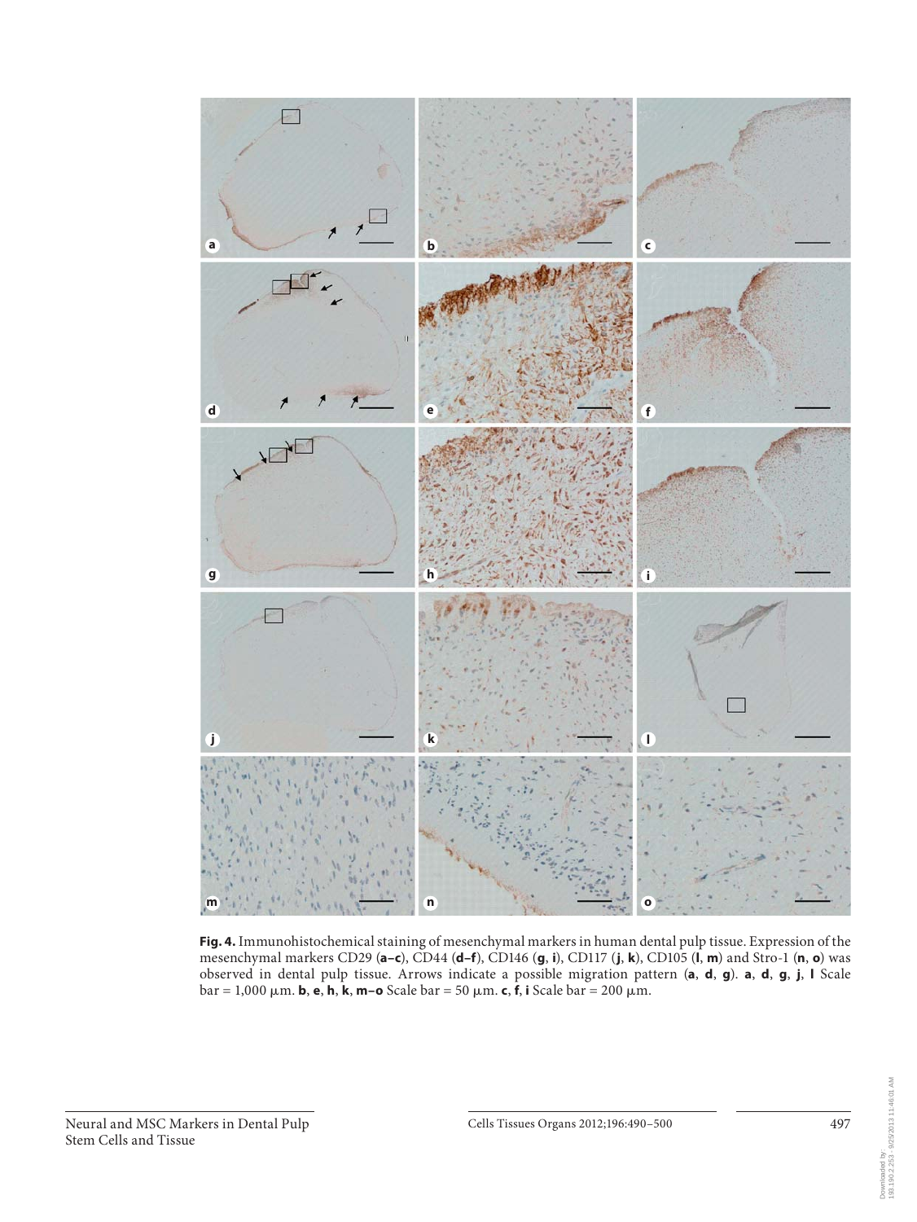**Fig. 4.** Immunohistochemical staining of mesenchymal markers in human dental pulp tissue. Expression of the mesenchymal markers CD29 (**a–c**), CD44 (**d–f**), CD146 (**g**, **i**), CD117 (**j**, **k**), CD105 (**l**, **m**) and Stro-1 (**n**, **o**) was observed in dental pulp tissue. Arrows indicate a possible migration pattern (**a**, **d**, **g**). **a**, **d**, **g**, **j**, **l** Scale bar = 1,000 μm. **b**, **e**, **h**, **k**, **m–o** Scale bar = 50 μm. **c**, **f**, **i** Scale bar = 200 μm.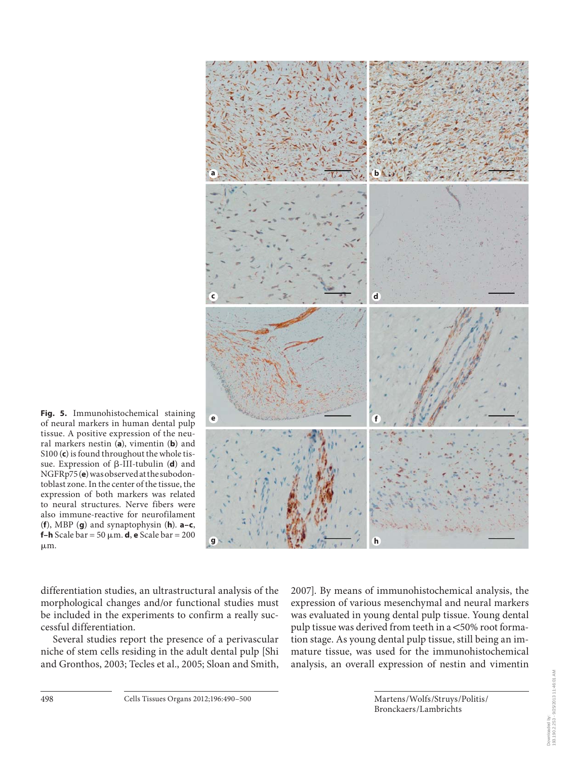**Fig. 5.** Immunohistochemical staining of neural markers in human dental pulp tissue. A positive expression of the neural markers nestin (**a**), vimentin (**b**) and S100 (**c**) is found throughout the whole tissue. Expression of β-III-tubulin (**d**) and NGFRp75 (**e**) was observed at the subodontoblast zone. In the center of the tissue, the expression of both markers was related to neural structures. Nerve fibers were also immune-reactive for neurofilament (**f**), MBP (**g**) and synaptophysin (**h**). **a–c**, **f–h** Scale bar = 50 μm. **d**, **e** Scale bar = 200 μm.

differentiation studies, an ultrastructural analysis of the morphological changes and/or functional studies must be included in the experiments to confirm a really successful differentiation.

Several studies report the presence of a perivascular niche of stem cells residing in the adult dental pulp [Shi and Gronthos, 2003; Tecles et al., 2005; Sloan and Smith, 2007]. By means of immunohistochemical analysis, the expression of various mesenchymal and neural markers was evaluated in young dental pulp tissue. Young dental pulp tissue was derived from teeth in a <50% root formation stage. As young dental pulp tissue, still being an immature tissue, was used for the immunohistochemical analysis, an overall expression of nestin and vimentin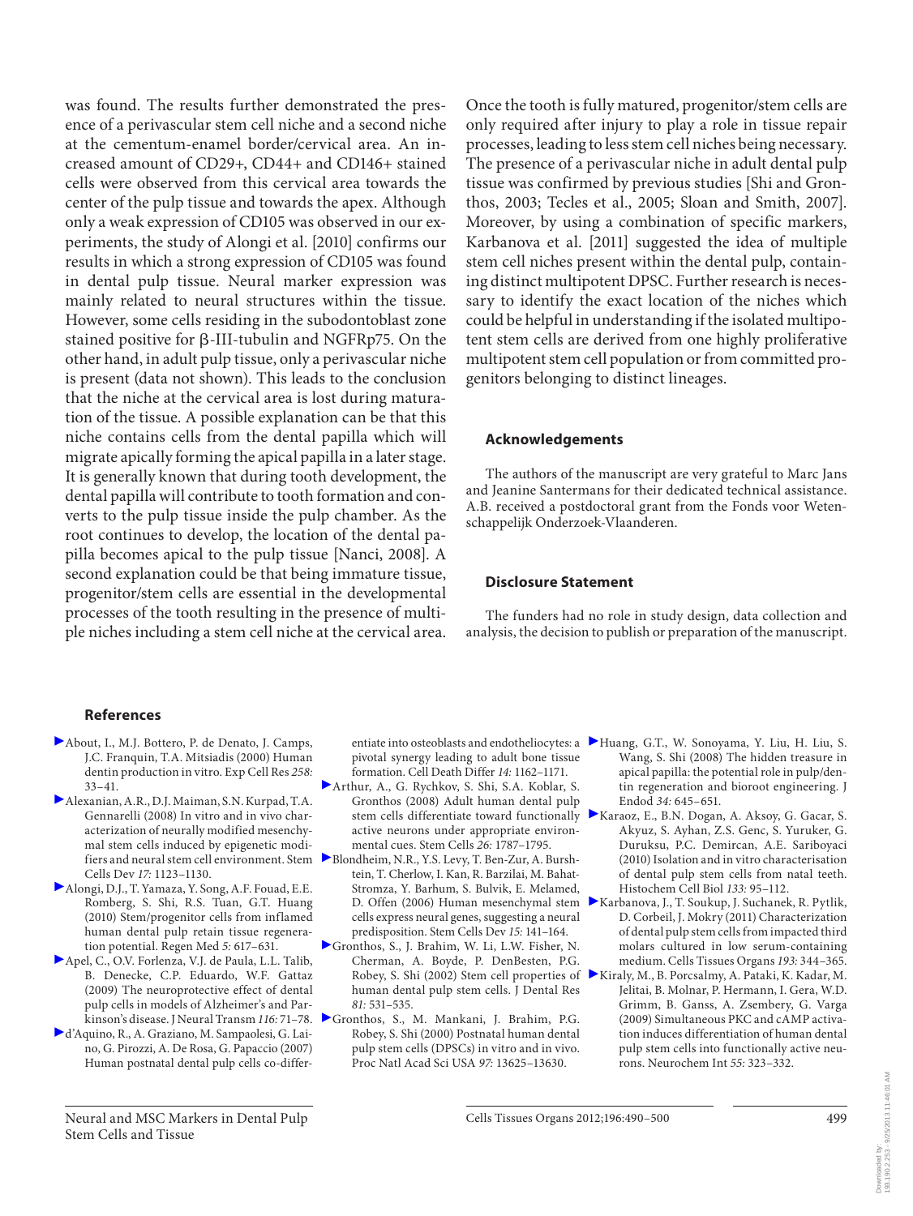was found. The results further demonstrated the presence of a perivascular stem cell niche and a second niche at the cementum-enamel border/cervical area. An increased amount of CD29+, CD44+ and CD146+ stained cells were observed from this cervical area towards the center of the pulp tissue and towards the apex. Although only a weak expression of CD105 was observed in our experiments, the study of Alongi et al. [2010] confirms our results in which a strong expression of CD105 was found in dental pulp tissue. Neural marker expression was mainly related to neural structures within the tissue. However, some cells residing in the subodontoblast zone stained positive for β-III-tubulin and NGFRp75. On the other hand, in adult pulp tissue, only a perivascular niche is present (data not shown). This leads to the conclusion that the niche at the cervical area is lost during maturation of the tissue. A possible explanation can be that this niche contains cells from the dental papilla which will migrate apically forming the apical papilla in a later stage. It is generally known that during tooth development, the dental papilla will contribute to tooth formation and converts to the pulp tissue inside the pulp chamber. As the root continues to develop, the location of the dental papilla becomes apical to the pulp tissue [Nanci, 2008]. A second explanation could be that being immature tissue, progenitor/stem cells are essential in the developmental processes of the tooth resulting in the presence of multiple niches including a stem cell niche at the cervical area. Once the tooth is fully matured, progenitor/stem cells are only required after injury to play a role in tissue repair processes, leading to less stem cell niches being necessary. The presence of a perivascular niche in adult dental pulp tissue was confirmed by previous studies [Shi and Gronthos, 2003; Tecles et al., 2005; Sloan and Smith, 2007]. Moreover, by using a combination of specific markers, Karbanova et al. [2011] suggested the idea of multiple stem cell niches present within the dental pulp, containing distinct multipotent DPSC. Further research is necessary to identify the exact location of the niches which could be helpful in understanding if the isolated multipotent stem cells are derived from one highly proliferative multipotent stem cell population or from committed progenitors belonging to distinct lineages.

## Acknowledgements

The authors of the manuscript are very grateful to Marc Jans and Jeanine Santermans for their dedicated technical assistance. A.B. received a postdoctoral grant from the Fonds voor Wetenschappelijk Onderzoek-Vlaanderen.

## Disclosure Statement

The funders had no role in study design, data collection and analysis, the decision to publish or preparation of the manuscript.

## References

- About, I., M.J. Bottero, P. de Denato, J. Camps, J.C. Franquin, T.A. Mitsiadis (2000) Human dentin production in vitro. Exp Cell Res *258:* 33–41.
- Alexanian, A.R., D.J. Maiman, S.N. Kurpad, T.A. Gennarelli (2008) In vitro and in vivo characterization of neurally modified mesenchymal stem cells induced by epigenetic modifiers and neural stem cell environment. Stem Cells Dev *17:* 1123–1130.
- Alongi, D.J., T. Yamaza, Y. Song, A.F. Fouad, E.E. Romberg, S. Shi, R.S. Tuan, G.T. Huang (2010) Stem/progenitor cells from inflamed human dental pulp retain tissue regeneration potential. Regen Med *5:* 617–631.
- Apel, C., O.V. Forlenza, V.J. de Paula, L.L. Talib, B. Denecke, C.P. Eduardo, W.F. Gattaz (2009) The neuroprotective effect of dental pulp cells in models of Alzheimer's and Parkinson's disease. J Neural Transm *116:* 71–78.
- d'Aquino, R., A. Graziano, M. Sampaolesi, G. Laino, G. Pirozzi, A. De Rosa, G. Papaccio (2007) Human postnatal dental pulp cells co-differentiate into osteoblasts and endotheliocytes: a pivotal synergy leading to adult bone tissue formation. Cell Death Differ *14:* 1162–1171.
- Arthur, A., G. Rychkov, S. Shi, S.A. Koblar, S. Gronthos (2008) Adult human dental pulp stem cells differentiate toward functionally active neurons under appropriate environmental cues. Stem Cells *26:* 1787–1795.
- Blondheim, N.R., Y.S. Levy, T. Ben-Zur, A. Burshtein, T. Cherlow, I. Kan, R. Barzilai, M. Bahat-Stromza, Y. Barhum, S. Bulvik, E. Melamed, D. Offen (2006) Human mesenchymal stem cells express neural genes, suggesting a neural predisposition. Stem Cells Dev *15:* 141–164.
- Gronthos, S., J. Brahim, W. Li, L.W. Fisher, N. Cherman, A. Boyde, P. DenBesten, P.G. Robey, S. Shi (2002) Stem cell properties of human dental pulp stem cells. J Dental Res *81:* 531–535.
- Gronthos, S., M. Mankani, J. Brahim, P.G. Robey, S. Shi (2000) Postnatal human dental pulp stem cells (DPSCs) in vitro and in vivo. Proc Natl Acad Sci USA *97:* 13625–13630.
- Huang, G.T., W. Sonoyama, Y. Liu, H. Liu, S. Wang, S. Shi (2008) The hidden treasure in apical papilla: the potential role in pulp/dentin regeneration and bioroot engineering. J Endod *34:* 645–651.
- Karaoz, E., B.N. Dogan, A. Aksoy, G. Gacar, S. Akyuz, S. Ayhan, Z.S. Genc, S. Yuruker, G. Duruksu, P.C. Demircan, A.E. Sariboyaci (2010) Isolation and in vitro characterisation of dental pulp stem cells from natal teeth. Histochem Cell Biol *133:* 95–112.
- Karbanova, J., T. Soukup, J. Suchanek, R. Pytlik, D. Corbeil, J. Mokry (2011) Characterization of dental pulp stem cells from impacted third molars cultured in low serum-containing medium. Cells Tissues Organs *193:* 344–365.
- Kiraly, M., B. Porcsalmy, A. Pataki, K. Kadar, M. Jelitai, B. Molnar, P. Hermann, I. Gera, W.D. Grimm, B. Ganss, A. Zsembery, G. Varga (2009) Simultaneous PKC and cAMP activation induces differentiation of human dental pulp stem cells into functionally active neurons. Neurochem Int *55:* 323–332.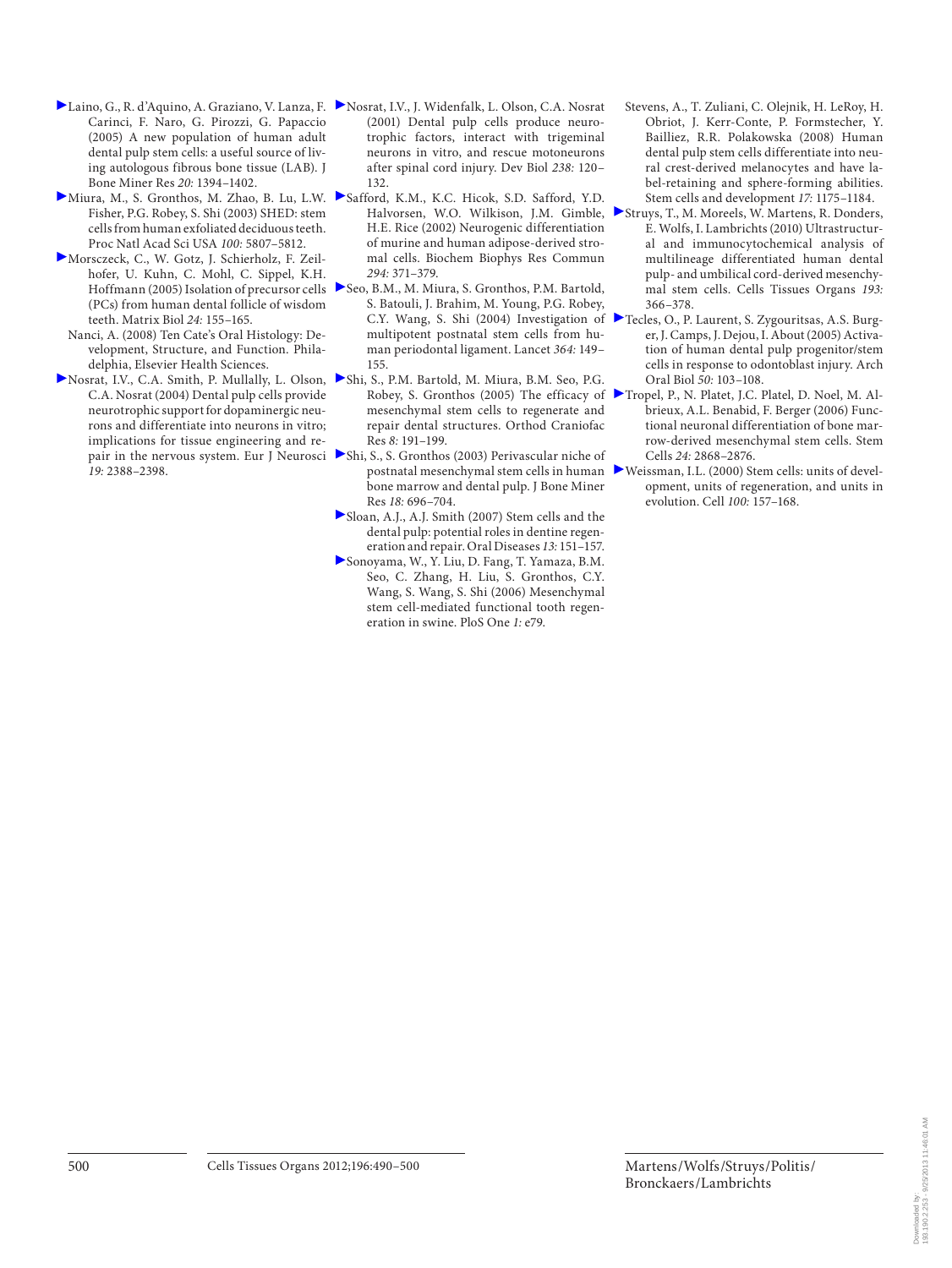Laino, G., R. d'Aquino, A. Graziano, V. Lanza, F. Carinci, F. Naro, G. Pirozzi, G. Papaccio (2005) A new population of human adult dental pulp stem cells: a useful source of living autologous fibrous bone tissue (LAB). J Bone Miner Res *20:* 1394–1402.

Miura, M., S. Gronthos, M. Zhao, B. Lu, L.W. Fisher, P.G. Robey, S. Shi (2003) SHED: stem cells from human exfoliated deciduous teeth. Proc Natl Acad Sci USA *100:* 5807–5812.

Morsczeck, C., W. Gotz, J. Schierholz, F. Zeilhofer, U. Kuhn, C. Mohl, C. Sippel, K.H. Hoffmann (2005) Isolation of precursor cells (PCs) from human dental follicle of wisdom teeth. Matrix Biol *24:* 155–165.

Nanci, A. (2008) Ten Cate's Oral Histology: Development, Structure, and Function. Philadelphia, Elsevier Health Sciences.

Nosrat, I.V., C.A. Smith, P. Mullally, L. Olson, C.A. Nosrat (2004) Dental pulp cells provide neurotrophic support for dopaminergic neurons and differentiate into neurons in vitro; implications for tissue engineering and repair in the nervous system. Eur J Neurosci *19:* 2388–2398.

Nosrat, I.V., J. Widenfalk, L. Olson, C.A. Nosrat (2001) Dental pulp cells produce neurotrophic factors, interact with trigeminal neurons in vitro, and rescue motoneurons after spinal cord injury. Dev Biol *238:* 120–132.

Safford, K.M., K.C. Hicok, S.D. Safford, Y.D. Halvorsen, W.O. Wilkison, J.M. Gimble, H.E. Rice (2002) Neurogenic differentiation of murine and human adipose-derived stromal cells. Biochem Biophys Res Commun *294:* 371–379.

Seo, B.M., M. Miura, S. Gronthos, P.M. Bartold, S. Batouli, J. Brahim, M. Young, P.G. Robey, C.Y. Wang, S. Shi (2004) Investigation of multipotent postnatal stem cells from human periodontal ligament. Lancet *364:* 149–155.

Shi, S., P.M. Bartold, M. Miura, B.M. Seo, P.G. Robey, S. Gronthos (2005) The efficacy of mesenchymal stem cells to regenerate and repair dental structures. Orthod Craniofac Res *8:* 191–199.

Shi, S., S. Gronthos (2003) Perivascular niche of postnatal mesenchymal stem cells in human bone marrow and dental pulp. J Bone Miner Res *18:* 696–704.

Sloan, A.J., A.J. Smith (2007) Stem cells and the dental pulp: potential roles in dentine regeneration and repair. Oral Diseases *13:* 151–157.

Sonoyama, W., Y. Liu, D. Fang, T. Yamaza, B.M. Seo, C. Zhang, H. Liu, S. Gronthos, C.Y. Wang, S. Wang, S. Shi (2006) Mesenchymal stem cell-mediated functional tooth regeneration in swine. PloS One *1:* e79.

Stevens, A., T. Zuliani, C. Olejnik, H. LeRoy, H. Obriot, J. Kerr-Conte, P. Formstecher, Y. Bailliez, R.R. Polakowska (2008) Human dental pulp stem cells differentiate into neural crest-derived melanocytes and have label-retaining and sphere-forming abilities. Stem cells and development *17:* 1175–1184.

Struys, T., M. Moreels, W. Martens, R. Donders, E. Wolfs, I. Lambrichts (2010) Ultrastructural and immunocytochemical analysis of multilineage differentiated human dental pulp- and umbilical cord-derived mesenchymal stem cells. Cells Tissues Organs *193:* 366–378.

Tecles, O., P. Laurent, S. Zygouritsas, A.S. Burger, J. Camps, J. Dejou, I. About (2005) Activation of human dental pulp progenitor/stem cells in response to odontoblast injury. Arch Oral Biol *50:* 103–108.

Tropel, P., N. Platet, J.C. Platel, D. Noel, M. Albrieux, A.L. Benabid, F. Berger (2006) Functional neuronal differentiation of bone marrow-derived mesenchymal stem cells. Stem Cells *24:* 2868–2876.

Weissman, I.L. (2000) Stem cells: units of development, units of regeneration, and units in evolution. Cell *100:* 157–168.